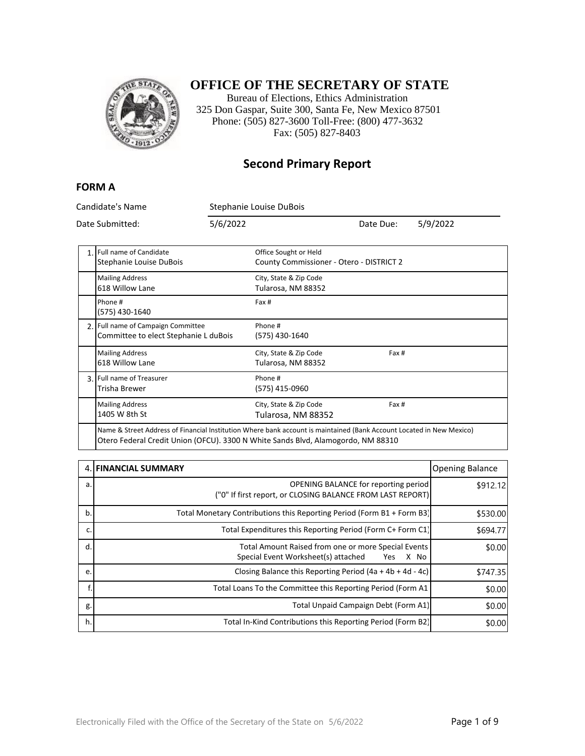# OFFICE OF THE SECRETARY OF STATE

Bureau of Elections, Ethics Administration
325 Don Gaspar, Suite 300, Santa Fe, New Mexico 87501
Phone: (505) 827-3600 Toll-Free: (800) 477-3632
Fax: (505) 827-8403

## Second Primary Report

### FORM A

Candidate's Name: Stephanie Louise DuBois

Date Submitted: 5/6/2022 | Date Due: 5/9/2022

| | | | |
|---|---|---|---|
| 1. | Full name of Candidate<br>Stephanie Louise DuBois | Office Sought or Held<br>County Commissioner - Otero - DISTRICT 2 | |
| | Mailing Address<br>618 Willow Lane | City, State & Zip Code<br>Tularosa, NM 88352 | |
| | Phone #<br>(575) 430-1640 | Fax # | |
| 2. | Full name of Campaign Committee<br>Committee to elect Stephanie L duBois | Phone #<br>(575) 430-1640 | |
| | Mailing Address<br>618 Willow Lane | City, State & Zip Code<br>Tularosa, NM 88352 | Fax # |
| 3. | Full name of Treasurer<br>Trisha Brewer | Phone #<br>(575) 415-0960 | |
| | Mailing Address<br>1405 W 8th St | City, State & Zip Code<br>Tularosa, NM 88352 | Fax # |
| | Name & Street Address of Financial Institution Where bank account is maintained (Bank Account Located in New Mexico)<br>Otero Federal Credit Union (OFCU). 3300 N White Sands Blvd, Alamogordo, NM 88310 | | |

| 4. | FINANCIAL SUMMARY | Opening Balance |
|---|---|---|
| a. | OPENING BALANCE for reporting period<br>("0" If first report, or CLOSING BALANCE FROM LAST REPORT) | $912.12 |
| b. | Total Monetary Contributions this Reporting Period (Form B1 + Form B3) | $530.00 |
| c. | Total Expenditures this Reporting Period (Form C+ Form C1) | $694.77 |
| d. | Total Amount Raised from one or more Special Events<br>Special Event Worksheet(s) attached Yes X No | $0.00 |
| e. | Closing Balance this Reporting Period (4a + 4b + 4d - 4c) | $747.35 |
| f. | Total Loans To the Committee this Reporting Period (Form A1 | $0.00 |
| g. | Total Unpaid Campaign Debt (Form A1) | $0.00 |
| h. | Total In-Kind Contributions this Reporting Period (Form B2) | $0.00 |

Electronically Filed with the Office of the Secretary of the State on 5/6/2022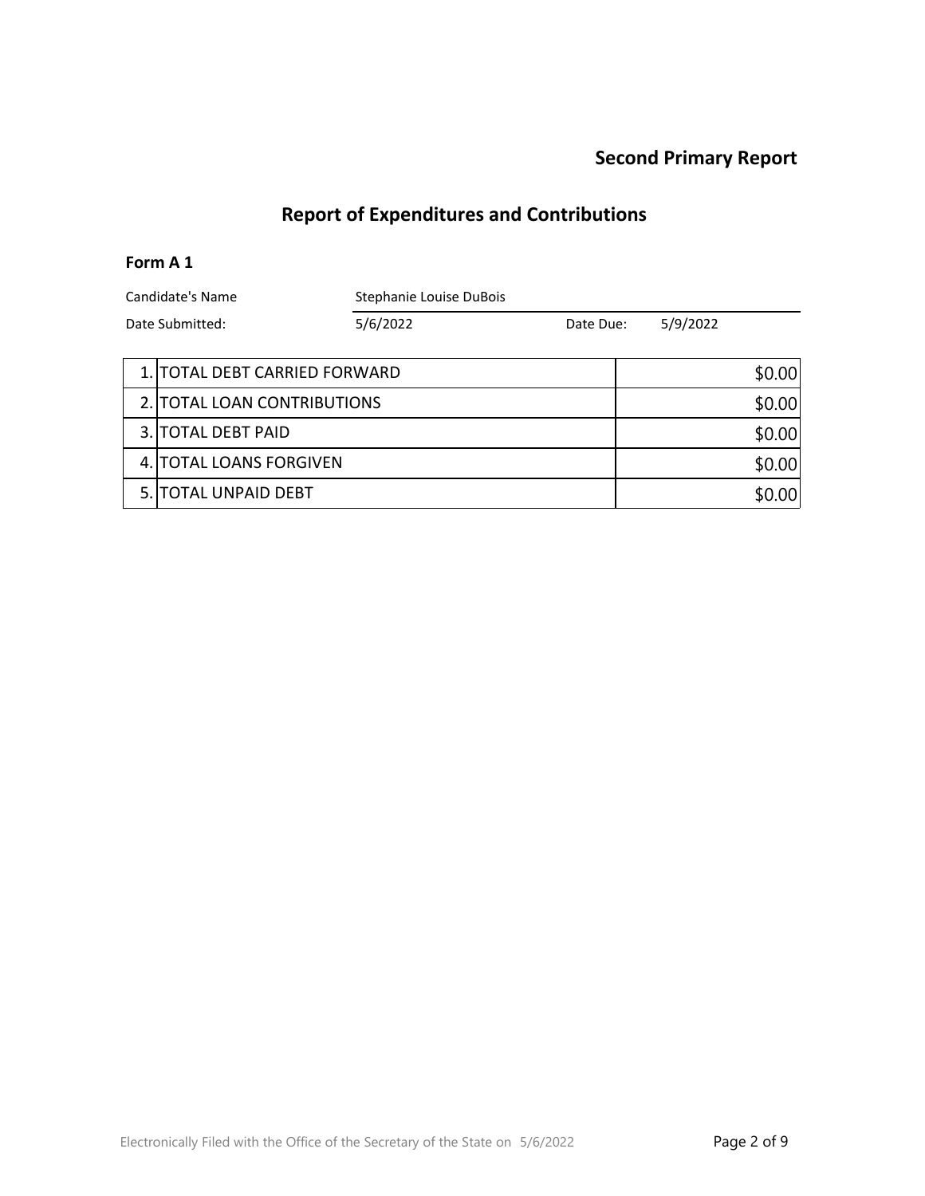## Second Primary Report

# Report of Expenditures and Contributions

### Form A 1

| | | | |
|---|---|---|---|
| Candidate's Name | Stephanie Louise DuBois | | |
| Date Submitted: | 5/6/2022 | Date Due: | 5/9/2022 |

| | | |
|---|---|---|
| 1. | TOTAL DEBT CARRIED FORWARD | $0.00 |
| 2. | TOTAL LOAN CONTRIBUTIONS | $0.00 |
| 3. | TOTAL DEBT PAID | $0.00 |
| 4. | TOTAL LOANS FORGIVEN | $0.00 |
| 5. | TOTAL UNPAID DEBT | $0.00 |

Electronically Filed with the Office of the Secretary of the State on 5/6/2022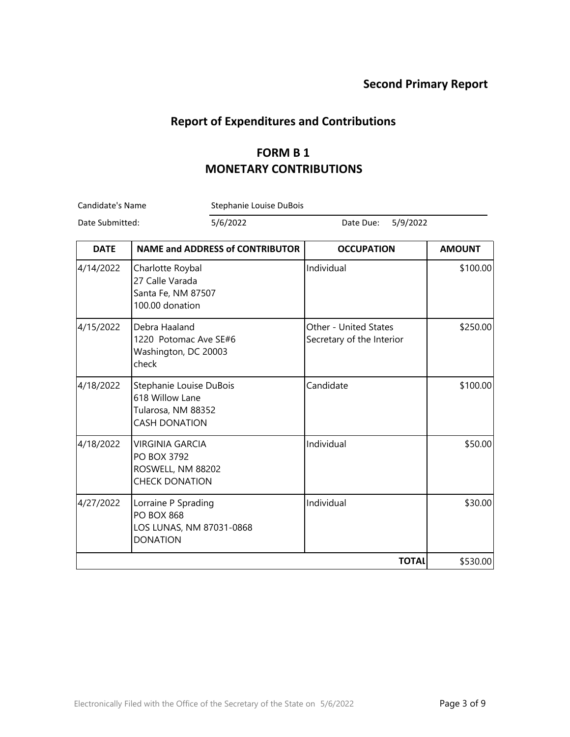**Second Primary Report**

## Report of Expenditures and Contributions

### FORM B 1
### MONETARY CONTRIBUTIONS

Candidate's Name: Stephanie Louise DuBois

Date Submitted: 5/6/2022    Date Due: 5/9/2022

| DATE | NAME and ADDRESS of CONTRIBUTOR | OCCUPATION | AMOUNT |
|---|---|---|---|
| 4/14/2022 | Charlotte Roybal<br>27 Calle Varada<br>Santa Fe, NM 87507<br>100.00 donation | Individual | $100.00 |
| 4/15/2022 | Debra Haaland<br>1220 Potomac Ave SE#6<br>Washington, DC 20003<br>check | Other - United States Secretary of the Interior | $250.00 |
| 4/18/2022 | Stephanie Louise DuBois<br>618 Willow Lane<br>Tularosa, NM 88352<br>CASH DONATION | Candidate | $100.00 |
| 4/18/2022 | VIRGINIA GARCIA<br>PO BOX 3792<br>ROSWELL, NM 88202<br>CHECK DONATION | Individual | $50.00 |
| 4/27/2022 | Lorraine P Sprading<br>PO BOX 868<br>LOS LUNAS, NM 87031-0868<br>DONATION | Individual | $30.00 |
| | | **TOTAL** | $530.00 |

Electronically Filed with the Office of the Secretary of the State on 5/6/2022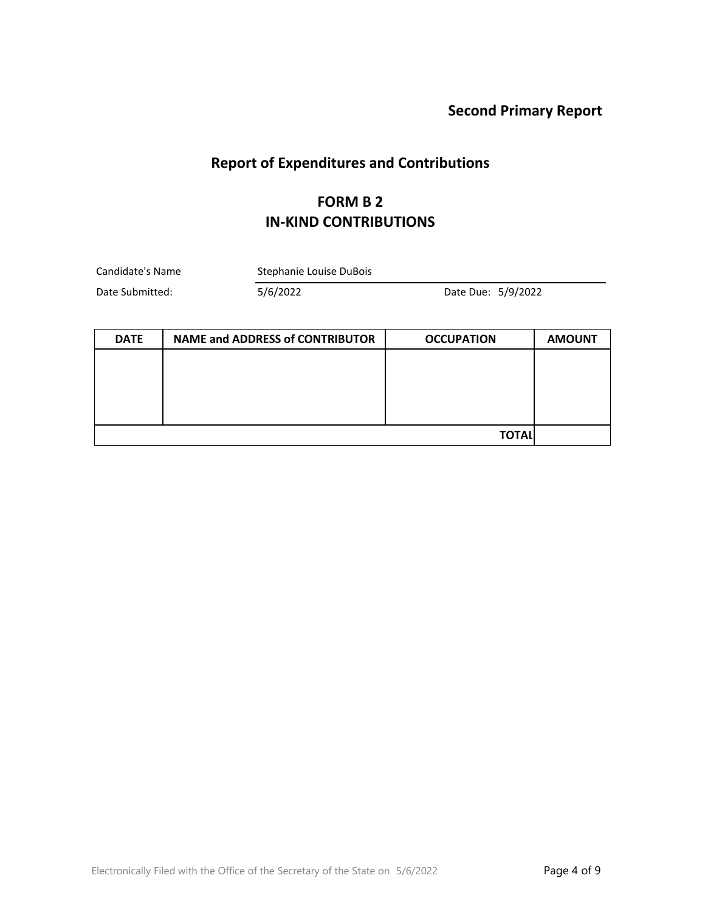**Second Primary Report**

## Report of Expenditures and Contributions

## FORM B 2
## IN-KIND CONTRIBUTIONS

Candidate's Name: Stephanie Louise DuBois

Date Submitted: 5/6/2022 Date Due: 5/9/2022

| DATE | NAME and ADDRESS of CONTRIBUTOR | OCCUPATION | AMOUNT |
|---|---|---|---|
| | | | |
| | | **TOTAL** | |

Electronically Filed with the Office of the Secretary of the State on 5/6/2022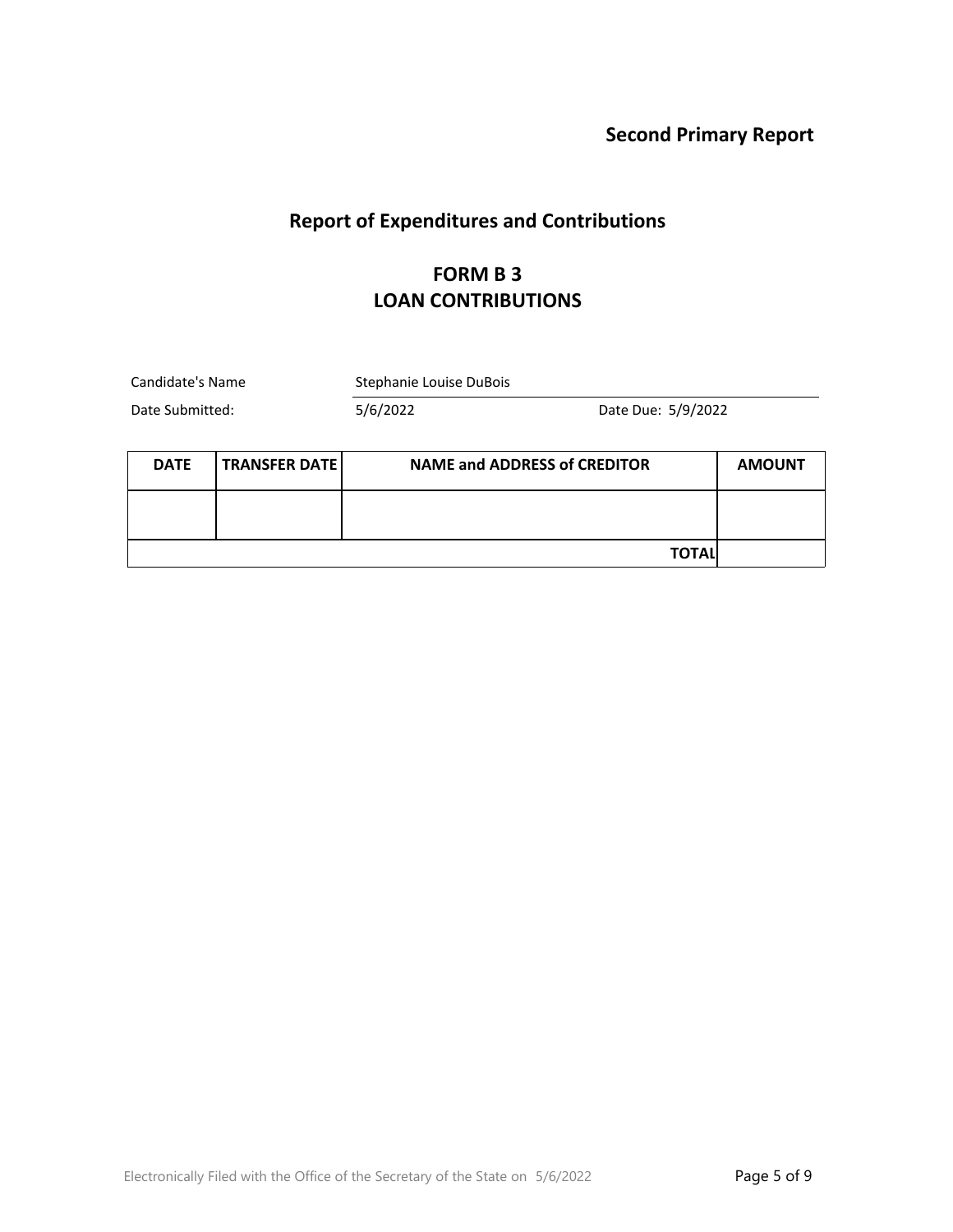**Second Primary Report**

## Report of Expenditures and Contributions

## FORM B 3
## LOAN CONTRIBUTIONS

Candidate's Name: Stephanie Louise DuBois

Date Submitted: 5/6/2022 Date Due: 5/9/2022

| DATE | TRANSFER DATE | NAME and ADDRESS of CREDITOR | AMOUNT |
|---|---|---|---|
| | | | |
| | | **TOTAL** | |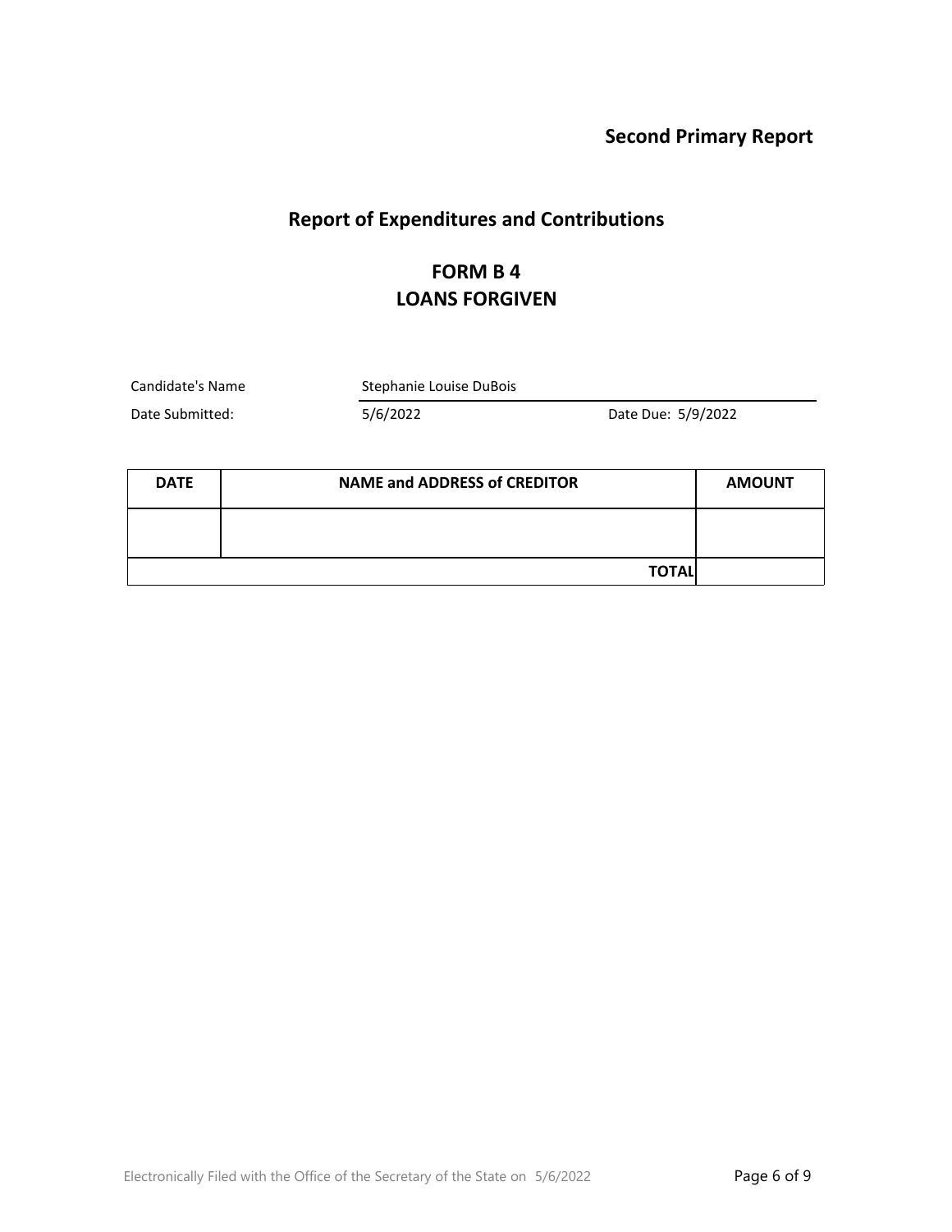**Second Primary Report**

## Report of Expenditures and Contributions

## FORM B 4
## LOANS FORGIVEN

Candidate's Name: Stephanie Louise DuBois

Date Submitted: 5/6/2022 Date Due: 5/9/2022

| DATE | NAME and ADDRESS of CREDITOR | AMOUNT |
|---|---|---|
| | | |
| | **TOTAL** | |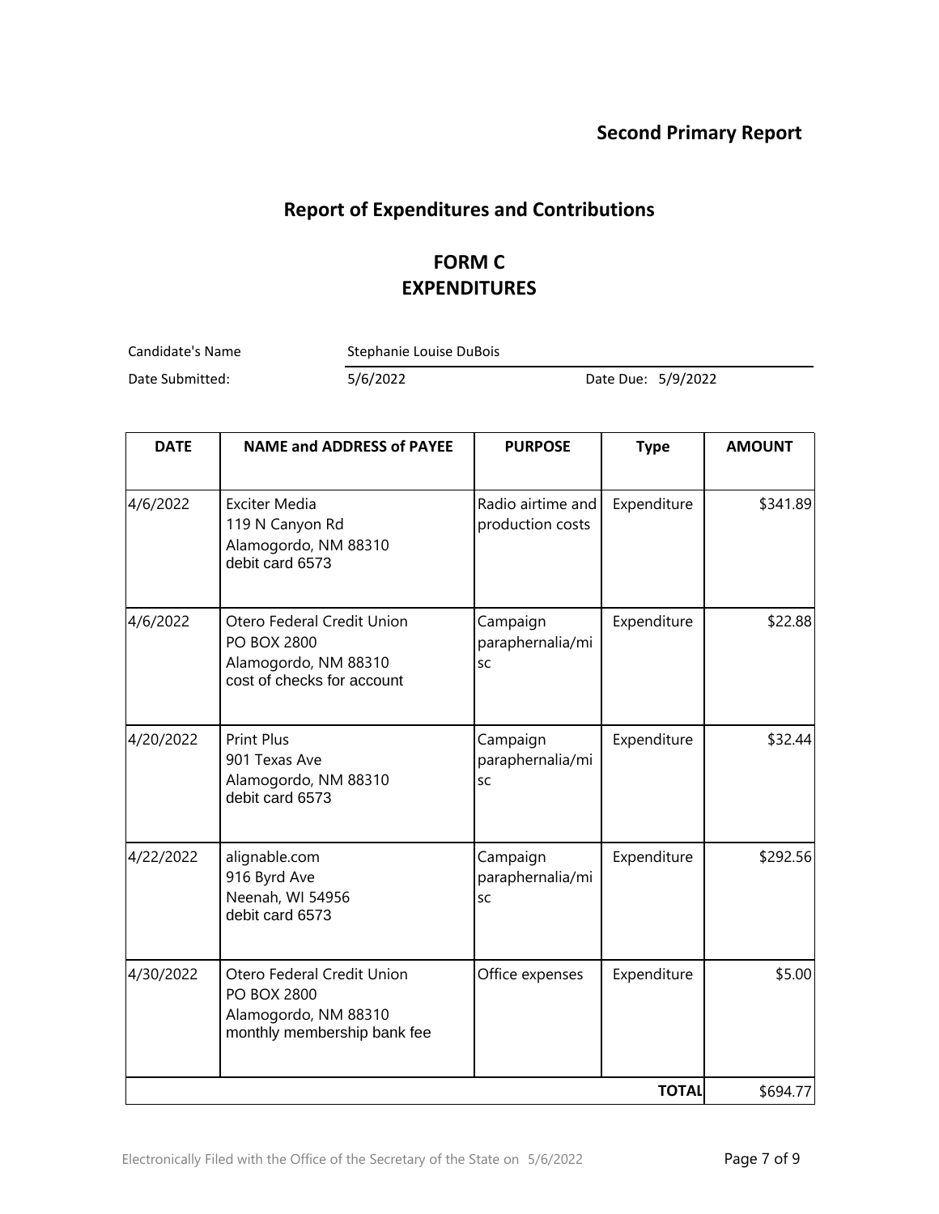## Second Primary Report

# Report of Expenditures and Contributions

## FORM C
## EXPENDITURES

Candidate's Name: Stephanie Louise DuBois

Date Submitted: 5/6/2022 Date Due: 5/9/2022

| DATE | NAME and ADDRESS of PAYEE | PURPOSE | Type | AMOUNT |
|---|---|---|---|---|
| 4/6/2022 | Exciter Media<br>119 N Canyon Rd<br>Alamogordo, NM 88310<br>debit card 6573 | Radio airtime and production costs | Expenditure | $341.89 |
| 4/6/2022 | Otero Federal Credit Union<br>PO BOX 2800<br>Alamogordo, NM 88310<br>cost of checks for account | Campaign paraphernalia/misc | Expenditure | $22.88 |
| 4/20/2022 | Print Plus<br>901 Texas Ave<br>Alamogordo, NM 88310<br>debit card 6573 | Campaign paraphernalia/misc | Expenditure | $32.44 |
| 4/22/2022 | alignable.com<br>916 Byrd Ave<br>Neenah, WI 54956<br>debit card 6573 | Campaign paraphernalia/misc | Expenditure | $292.56 |
| 4/30/2022 | Otero Federal Credit Union<br>PO BOX 2800<br>Alamogordo, NM 88310<br>monthly membership bank fee | Office expenses | Expenditure | $5.00 |
| | | | **TOTAL** | $694.77 |

Electronically Filed with the Office of the Secretary of the State on 5/6/2022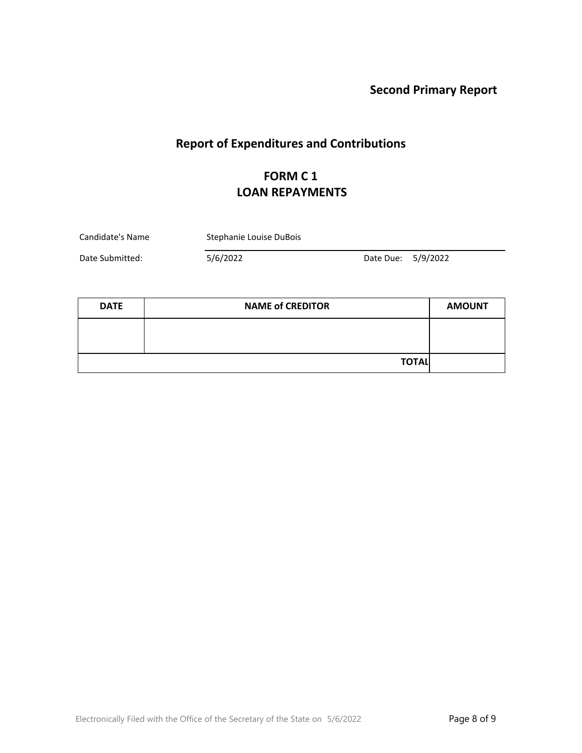**Second Primary Report**

## Report of Expenditures and Contributions

## FORM C 1
## LOAN REPAYMENTS

Candidate's Name: Stephanie Louise DuBois

Date Submitted: 5/6/2022    Date Due: 5/9/2022

| DATE | NAME of CREDITOR | AMOUNT |
| --- | --- | --- |
| | | |
| | **TOTAL** | |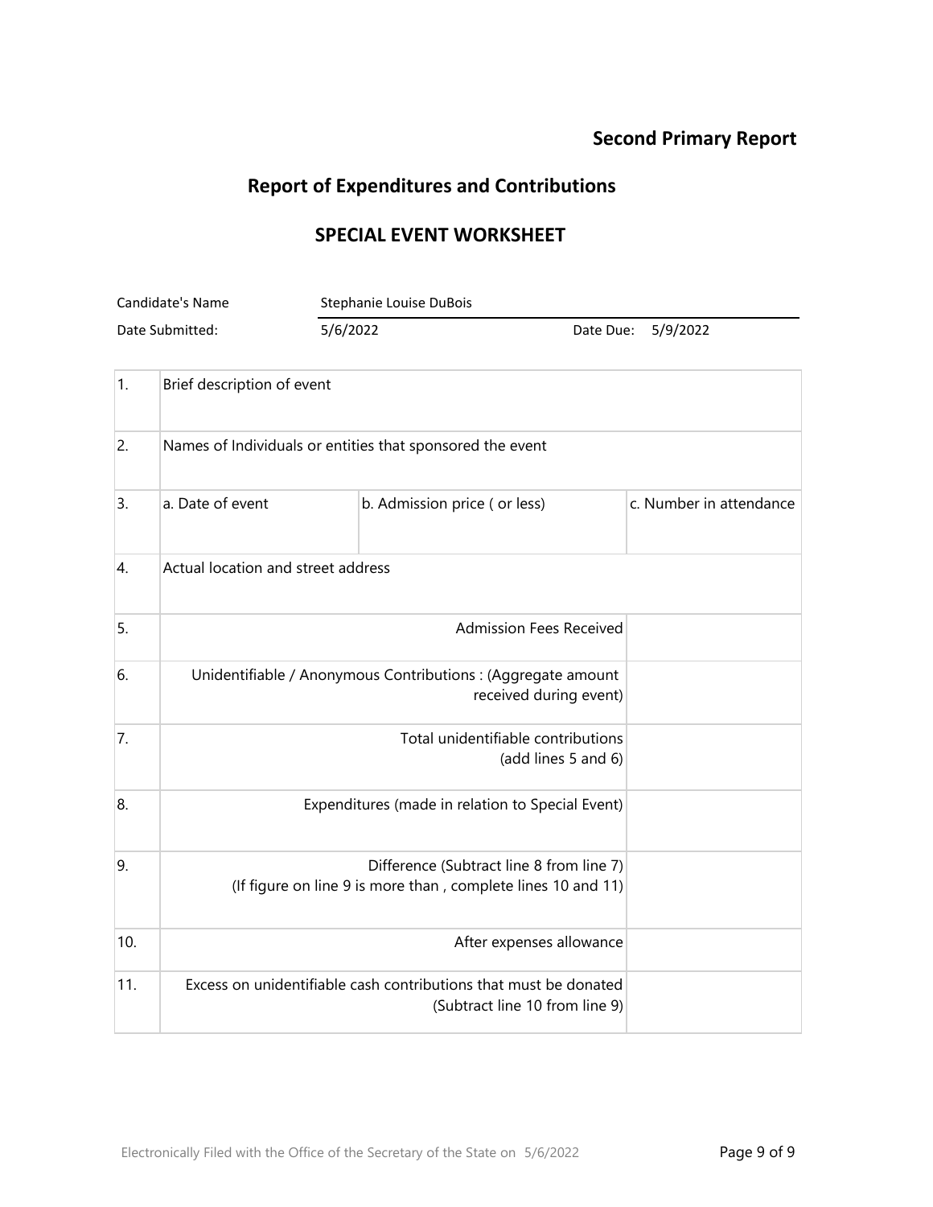## Second Primary Report

# Report of Expenditures and Contributions

## SPECIAL EVENT WORKSHEET

| | | | |
|---|---|---|---|
| Candidate's Name | Stephanie Louise DuBois | | |
| Date Submitted: | 5/6/2022 | Date Due: | 5/9/2022 |

| | | | |
|---|---|---|---|
| 1. | Brief description of event | | |
| 2. | Names of Individuals or entities that sponsored the event | | |
| 3. | a. Date of event | b. Admission price ( or less) | c. Number in attendance |
| 4. | Actual location and street address | | |
| 5. | | Admission Fees Received | |
| 6. | | Unidentifiable / Anonymous Contributions : (Aggregate amount received during event) | |
| 7. | | Total unidentifiable contributions (add lines 5 and 6) | |
| 8. | | Expenditures (made in relation to Special Event) | |
| 9. | | Difference (Subtract line 8 from line 7) (If figure on line 9 is more than , complete lines 10 and 11) | |
| 10. | | After expenses allowance | |
| 11. | | Excess on unidentifiable cash contributions that must be donated (Subtract line 10 from line 9) | |

Electronically Filed with the Office of the Secretary of the State on 5/6/2022